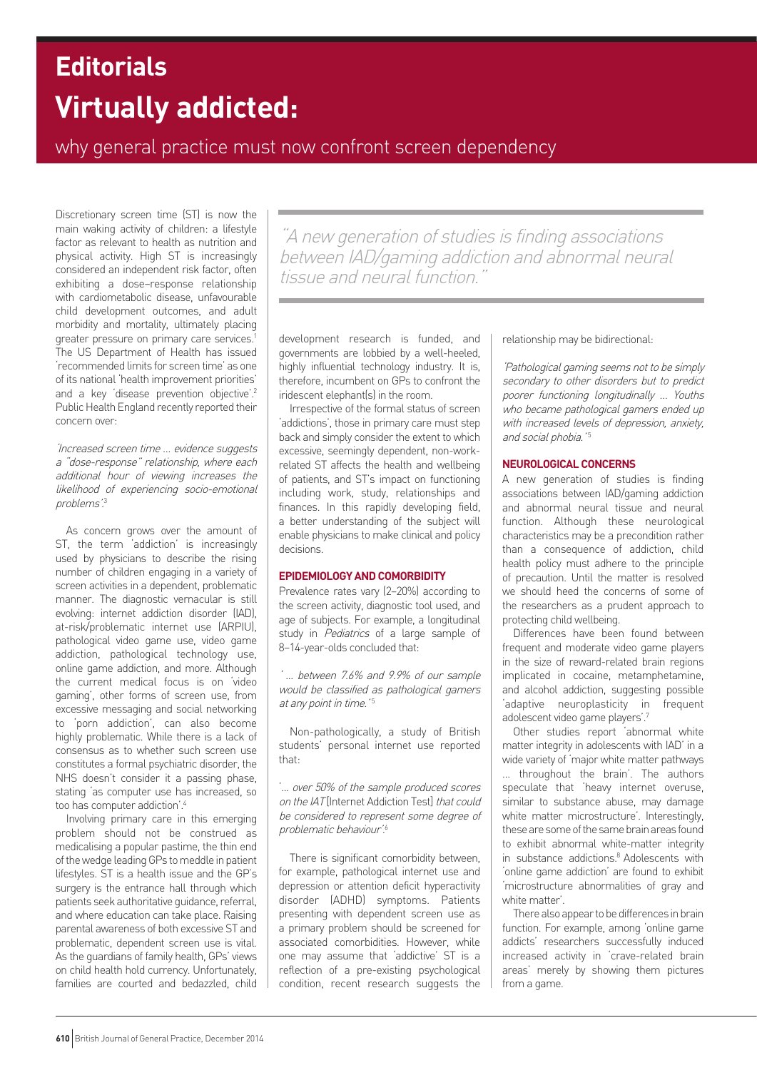# Editorials

# Virtually addicted:

## why general practice must now confront screen dependency

Discretionary screen time (ST) is now the main waking activity of children: a lifestyle factor as relevant to health as nutrition and physical activity. High ST is increasingly considered an independent risk factor, often exhibiting a dose–response relationship with cardiometabolic disease, unfavourable child development outcomes, and adult morbidity and mortality, ultimately placing greater pressure on primary care services.[1] The US Department of Health has issued 'recommended limits for screen time' as one of its national 'health improvement priorities' and a key 'disease prevention objective'.[2] Public Health England recently reported their concern over:

*'Increased screen time ... evidence suggests a "dose-response" relationship, where each additional hour of viewing increases the likelihood of experiencing socio-emotional problems'.*[3]

As concern grows over the amount of ST, the term 'addiction' is increasingly used by physicians to describe the rising number of children engaging in a variety of screen activities in a dependent, problematic manner. The diagnostic vernacular is still evolving: internet addiction disorder (IAD), at-risk/problematic internet use (ARPIU), pathological video game use, video game addiction, pathological technology use, online game addiction, and more. Although the current medical focus is on 'video gaming', other forms of screen use, from excessive messaging and social networking to 'porn addiction', can also become highly problematic. While there is a lack of consensus as to whether such screen use constitutes a formal psychiatric disorder, the NHS doesn't consider it a passing phase, stating 'as computer use has increased, so too has computer addiction'.[4]

Involving primary care in this emerging problem should not be construed as medicalising a popular pastime, the thin end of the wedge leading GPs to meddle in patient lifestyles. ST is a health issue and the GP's surgery is the entrance hall through which patients seek authoritative guidance, referral, and where education can take place. Raising parental awareness of both excessive ST and problematic, dependent screen use is vital. As the guardians of family health, GPs' views on child health hold currency. Unfortunately, families are courted and bedazzled, child development research is funded, and governments are lobbied by a well-heeled, highly influential technology industry. It is, therefore, incumbent on GPs to confront the iridescent elephant(s) in the room.

> "A new generation of studies is finding associations between IAD/gaming addiction and abnormal neural tissue and neural function."

Irrespective of the formal status of screen 'addictions', those in primary care must step back and simply consider the extent to which excessive, seemingly dependent, non-work-related ST affects the health and wellbeing of patients, and ST's impact on functioning including work, study, relationships and finances. In this rapidly developing field, a better understanding of the subject will enable physicians to make clinical and policy decisions.

### EPIDEMIOLOGY AND COMORBIDITY

Prevalence rates vary (2–20%) according to the screen activity, diagnostic tool used, and age of subjects. For example, a longitudinal study in *Pediatrics* of a large sample of 8–14-year-olds concluded that:

*' ... between 7.6% and 9.9% of our sample would be classified as pathological gamers at any point in time.'*[5]

Non-pathologically, a study of British students' personal internet use reported that:

*'... over 50% of the sample produced scores on the IAT* [Internet Addiction Test] *that could be considered to represent some degree of problematic behaviour'.*[6]

There is significant comorbidity between, for example, pathological internet use and depression or attention deficit hyperactivity disorder (ADHD) symptoms. Patients presenting with dependent screen use as a primary problem should be screened for associated comorbidities. However, while one may assume that 'addictive' ST is a reflection of a pre-existing psychological condition, recent research suggests the relationship may be bidirectional:

*'Pathological gaming seems not to be simply secondary to other disorders but to predict poorer functioning longitudinally ... Youths who became pathological gamers ended up with increased levels of depression, anxiety, and social phobia.'*[5]

### NEUROLOGICAL CONCERNS

A new generation of studies is finding associations between IAD/gaming addiction and abnormal neural tissue and neural function. Although these neurological characteristics may be a precondition rather than a consequence of addiction, child health policy must adhere to the principle of precaution. Until the matter is resolved we should heed the concerns of some of the researchers as a prudent approach to protecting child wellbeing.

Differences have been found between frequent and moderate video game players in the size of reward-related brain regions implicated in cocaine, metamphetamine, and alcohol addiction, suggesting possible 'adaptive neuroplasticity in frequent adolescent video game players'.[7]

Other studies report 'abnormal white matter integrity in adolescents with IAD' in a wide variety of 'major white matter pathways ... throughout the brain'. The authors speculate that 'heavy internet overuse, similar to substance abuse, may damage white matter microstructure'. Interestingly, these are some of the same brain areas found to exhibit abnormal white-matter integrity in substance addictions.[8] Adolescents with 'online game addiction' are found to exhibit 'microstructure abnormalities of gray and white matter'.

There also appear to be differences in brain function. For example, among 'online game addicts' researchers successfully induced increased activity in 'crave-related brain areas' merely by showing them pictures from a game.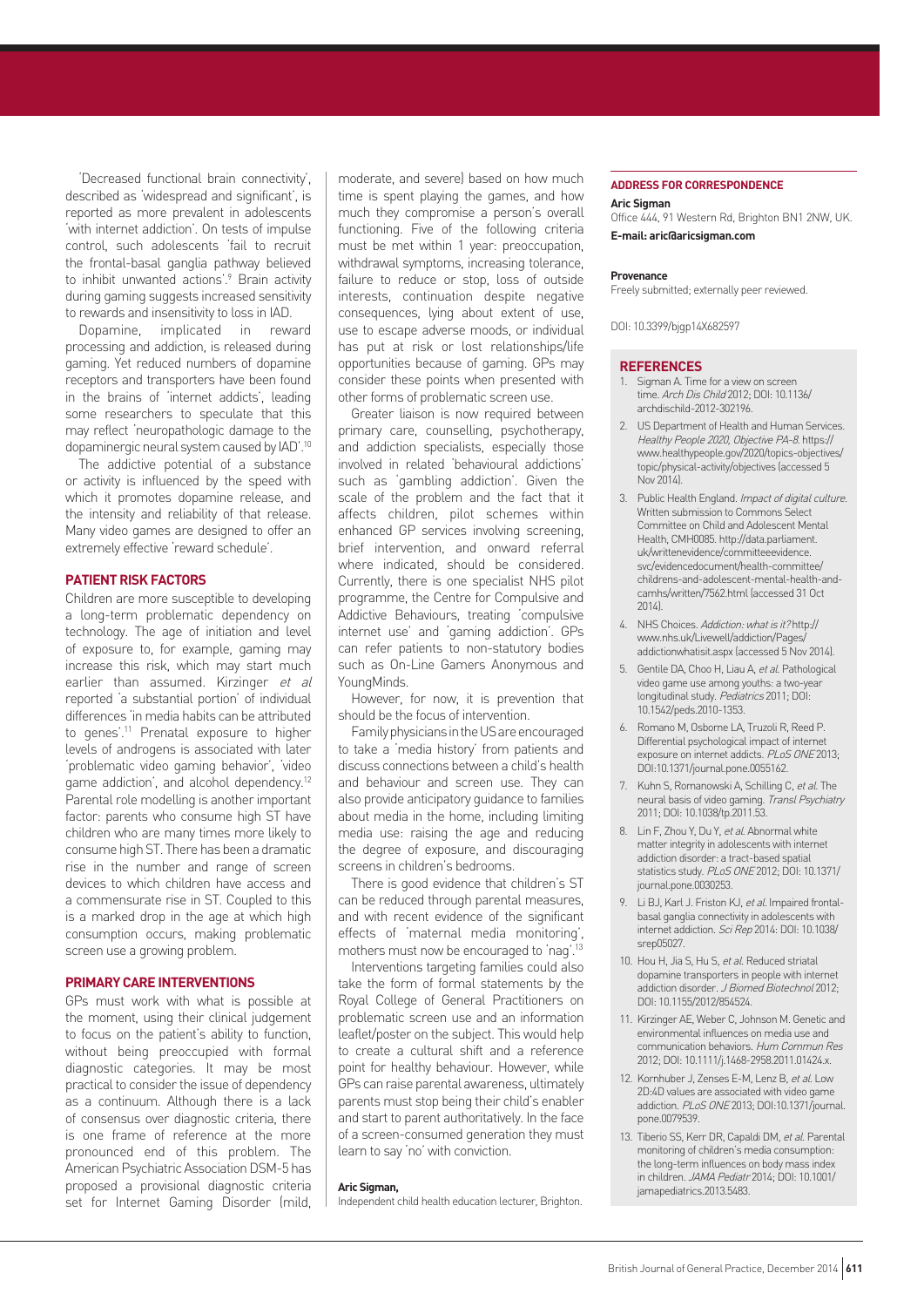'Decreased functional brain connectivity', described as 'widespread and significant', is reported as more prevalent in adolescents 'with internet addiction'. On tests of impulse control, such adolescents 'fail to recruit the frontal-basal ganglia pathway believed to inhibit unwanted actions'.[9] Brain activity during gaming suggests increased sensitivity to rewards and insensitivity to loss in IAD.

Dopamine, implicated in reward processing and addiction, is released during gaming. Yet reduced numbers of dopamine receptors and transporters have been found in the brains of 'internet addicts', leading some researchers to speculate that this may reflect 'neuropathologic damage to the dopaminergic neural system caused by IAD'.[10]

The addictive potential of a substance or activity is influenced by the speed with which it promotes dopamine release, and the intensity and reliability of that release. Many video games are designed to offer an extremely effective 'reward schedule'.

## PATIENT RISK FACTORS

Children are more susceptible to developing a long-term problematic dependency on technology. The age of initiation and level of exposure to, for example, gaming may increase this risk, which may start much earlier than assumed. Kirzinger *et al* reported 'a substantial portion' of individual differences 'in media habits can be attributed to genes'.[11] Prenatal exposure to higher levels of androgens is associated with later 'problematic video gaming behavior', 'video game addiction', and alcohol dependency.[12] Parental role modelling is another important factor: parents who consume high ST have children who are many times more likely to consume high ST. There has been a dramatic rise in the number and range of screen devices to which children have access and a commensurate rise in ST. Coupled to this is a marked drop in the age at which high consumption occurs, making problematic screen use a growing problem.

## PRIMARY CARE INTERVENTIONS

GPs must work with what is possible at the moment, using their clinical judgement to focus on the patient's ability to function, without being preoccupied with formal diagnostic categories. It may be most practical to consider the issue of dependency as a continuum. Although there is a lack of consensus over diagnostic criteria, there is one frame of reference at the more pronounced end of this problem. The American Psychiatric Association DSM-5 has proposed a provisional diagnostic criteria set for Internet Gaming Disorder (mild, moderate, and severe) based on how much time is spent playing the games, and how much they compromise a person's overall functioning. Five of the following criteria must be met within 1 year: preoccupation, withdrawal symptoms, increasing tolerance, failure to reduce or stop, loss of outside interests, continuation despite negative consequences, lying about extent of use, use to escape adverse moods, or individual has put at risk or lost relationships/life opportunities because of gaming. GPs may consider these points when presented with other forms of problematic screen use.

Greater liaison is now required between primary care, counselling, psychotherapy, and addiction specialists, especially those involved in related 'behavioural addictions' such as 'gambling addiction'. Given the scale of the problem and the fact that it affects children, pilot schemes within enhanced GP services involving screening, brief intervention, and onward referral where indicated, should be considered. Currently, there is one specialist NHS pilot programme, the Centre for Compulsive and Addictive Behaviours, treating 'compulsive internet use' and 'gaming addiction'. GPs can refer patients to non-statutory bodies such as On-Line Gamers Anonymous and YoungMinds.

However, for now, it is prevention that should be the focus of intervention.

Family physicians in the US are encouraged to take a 'media history' from patients and discuss connections between a child's health and behaviour and screen use. They can also provide anticipatory guidance to families about media in the home, including limiting media use: raising the age and reducing the degree of exposure, and discouraging screens in children's bedrooms.

There is good evidence that children's ST can be reduced through parental measures, and with recent evidence of the significant effects of 'maternal media monitoring', mothers must now be encouraged to 'nag'.[13]

Interventions targeting families could also take the form of formal statements by the Royal College of General Practitioners on problematic screen use and an information leaflet/poster on the subject. This would help to create a cultural shift and a reference point for healthy behaviour. However, while GPs can raise parental awareness, ultimately parents must stop being their child's enabler and start to parent authoritatively. In the face of a screen-consumed generation they must learn to say 'no' with conviction.

**Aric Sigman,**
Independent child health education lecturer, Brighton.

## ADDRESS FOR CORRESPONDENCE

**Aric Sigman**

Office 444, 91 Western Rd, Brighton BN1 2NW, UK.

**E-mail: aric@aricsigman.com**

**Provenance**

Freely submitted; externally peer reviewed.

DOI: 10.3399/bjgp14X682597

## REFERENCES

1. Sigman A. Time for a view on screen time. *Arch Dis Child* 2012; DOI: 10.1136/archdischild-2012-302196.
2. US Department of Health and Human Services. *Healthy People 2020, Objective PA-8*. https://www.healthypeople.gov/2020/topics-objectives/topic/physical-activity/objectives (accessed 5 Nov 2014).
3. Public Health England. *Impact of digital culture*. Written submission to Commons Select Committee on Child and Adolescent Mental Health, CMH0085. http://data.parliament.uk/writtenevidence/committeeevidence.svc/evidencedocument/health-committee/childrens-and-adolescent-mental-health-and-camhs/written/7562.html (accessed 31 Oct 2014).
4. NHS Choices. *Addiction: what is it?* http://www.nhs.uk/Livewell/addiction/Pages/addictionwhatisit.aspx (accessed 5 Nov 2014).
5. Gentile DA, Choo H, Liau A, *et al*. Pathological video game use among youths: a two-year longitudinal study. *Pediatrics* 2011; DOI: 10.1542/peds.2010-1353.
6. Romano M, Osborne LA, Truzoli R, Reed P. Differential psychological impact of internet exposure on internet addicts. *PLoS ONE* 2013; DOI:10.1371/journal.pone.0055162.
7. Kuhn S, Romanowski A, Schilling C, *et al*. The neural basis of video gaming. *Transl Psychiatry* 2011; DOI: 10.1038/tp.2011.53.
8. Lin F, Zhou Y, Du Y, *et al*. Abnormal white matter integrity in adolescents with internet addiction disorder: a tract-based spatial statistics study. *PLoS ONE* 2012; DOI: 10.1371/journal.pone.0030253.
9. Li BJ, Karl J. Friston KJ, *et al*. Impaired frontal-basal ganglia connectivity in adolescents with internet addiction. *Sci Rep* 2014: DOI: 10.1038/srep05027.
10. Hou H, Jia S, Hu S, *et al*. Reduced striatal dopamine transporters in people with internet addiction disorder. *J Biomed Biotechnol* 2012; DOI: 10.1155/2012/854524.
11. Kirzinger AE, Weber C, Johnson M. Genetic and environmental influences on media use and communication behaviors. *Hum Commun Res* 2012; DOI: 10.1111/j.1468-2958.2011.01424.x.
12. Kornhuber J, Zenses E-M, Lenz B, *et al*. Low 2D:4D values are associated with video game addiction. *PLoS ONE* 2013; DOI:10.1371/journal.pone.0079539.
13. Tiberio SS, Kerr DR, Capaldi DM, *et al*. Parental monitoring of children's media consumption: the long-term influences on body mass index in children. *JAMA Pediatr* 2014; DOI: 10.1001/jamapediatrics.2013.5483.